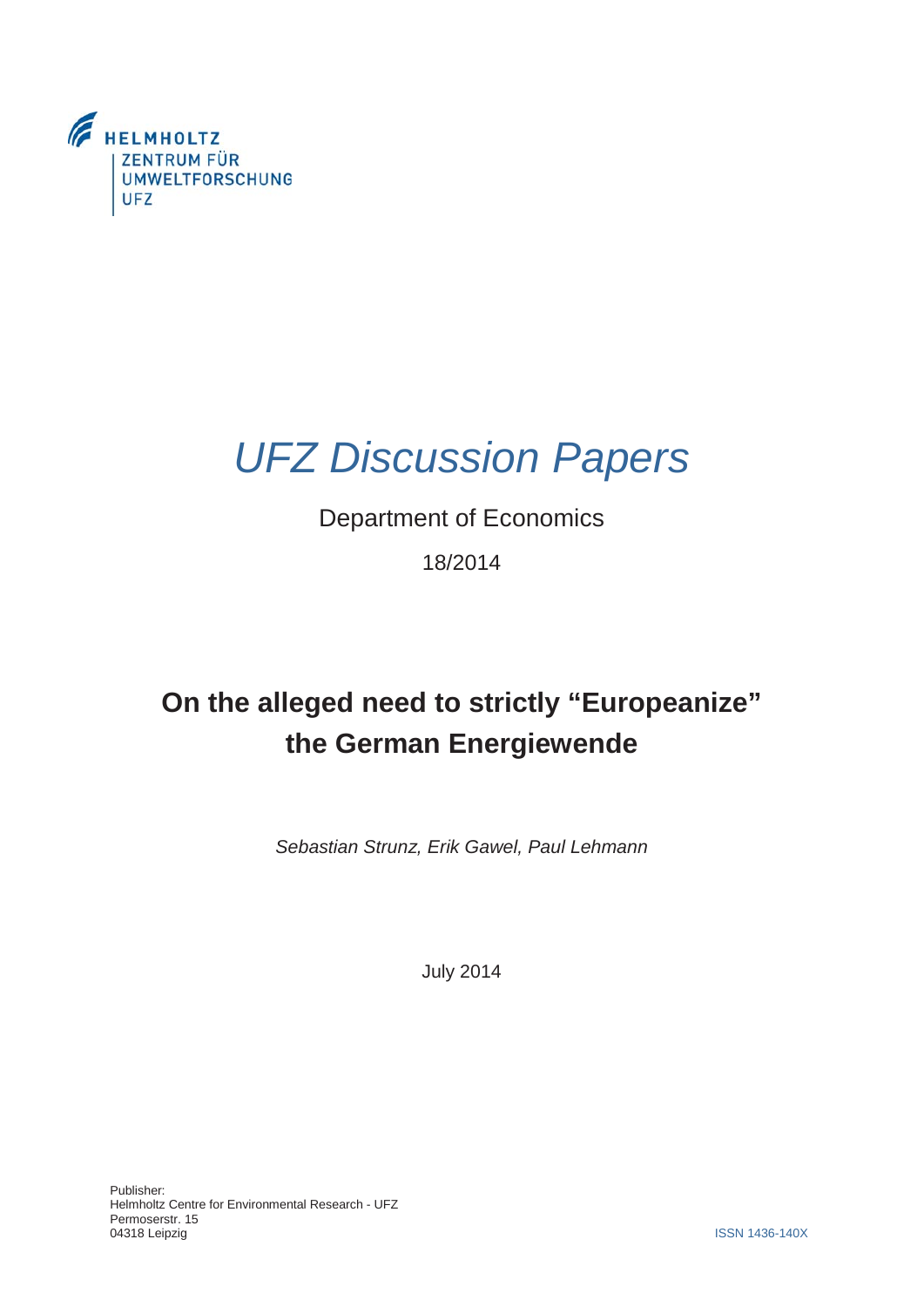HELMHOLTZ
ZENTRUM FÜR
UMWELTFORSCHUNG
UFZ

# *UFZ Discussion Papers*

Department of Economics

18/2014

## On the alleged need to strictly "Europeanize" the German Energiewende

*Sebastian Strunz, Erik Gawel, Paul Lehmann*

July 2014

Publisher:
Helmholtz Centre for Environmental Research - UFZ
Permoserstr. 15
04318 Leipzig

ISSN 1436-140X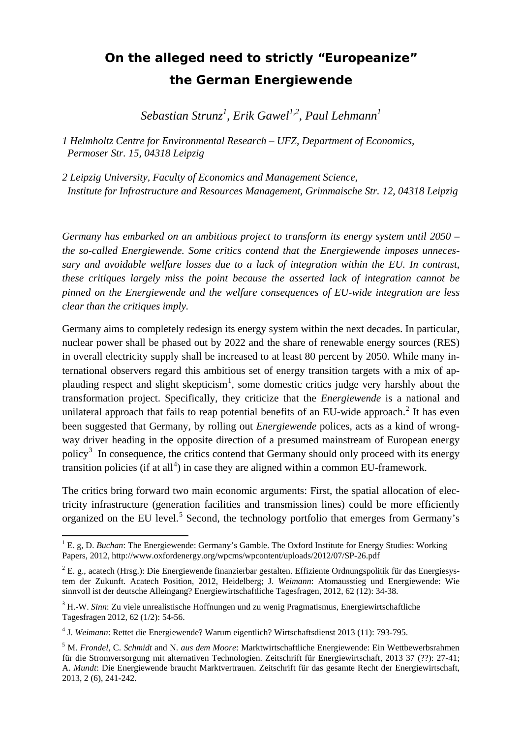# On the alleged need to strictly "Europeanize" the German Energiewende

*Sebastian Strunz[1], Erik Gawel[1,2], Paul Lehmann[1]*

*1 Helmholtz Centre for Environmental Research – UFZ, Department of Economics, Permoser Str. 15, 04318 Leipzig*

*2 Leipzig University, Faculty of Economics and Management Science, Institute for Infrastructure and Resources Management, Grimmaische Str. 12, 04318 Leipzig*

*Germany has embarked on an ambitious project to transform its energy system until 2050 – the so-called Energiewende. Some critics contend that the Energiewende imposes unnecessary and avoidable welfare losses due to a lack of integration within the EU. In contrast, these critiques largely miss the point because the asserted lack of integration cannot be pinned on the Energiewende and the welfare consequences of EU-wide integration are less clear than the critiques imply.*

Germany aims to completely redesign its energy system within the next decades. In particular, nuclear power shall be phased out by 2022 and the share of renewable energy sources (RES) in overall electricity supply shall be increased to at least 80 percent by 2050. While many international observers regard this ambitious set of energy transition targets with a mix of applauding respect and slight skepticism[1], some domestic critics judge very harshly about the transformation project. Specifically, they criticize that the *Energiewende* is a national and unilateral approach that fails to reap potential benefits of an EU-wide approach.[2] It has even been suggested that Germany, by rolling out *Energiewende* polices, acts as a kind of wrong-way driver heading in the opposite direction of a presumed mainstream of European energy policy[3] In consequence, the critics contend that Germany should only proceed with its energy transition policies (if at all[4]) in case they are aligned within a common EU-framework.

The critics bring forward two main economic arguments: First, the spatial allocation of electricity infrastructure (generation facilities and transmission lines) could be more efficiently organized on the EU level.[5] Second, the technology portfolio that emerges from Germany's

---

[1] E. g, D. *Buchan*: The Energiewende: Germany's Gamble. The Oxford Institute for Energy Studies: Working Papers, 2012, http://www.oxfordenergy.org/wpcms/wpcontent/uploads/2012/07/SP-26.pdf

[2] E. g., acatech (Hrsg.): Die Energiewende finanzierbar gestalten. Effiziente Ordnungspolitik für das Energiesystem der Zukunft. Acatech Position, 2012, Heidelberg; J. *Weimann*: Atomausstieg und Energiewende: Wie sinnvoll ist der deutsche Alleingang? Energiewirtschaftliche Tagesfragen, 2012, 62 (12): 34-38.

[3] H.-W. *Sinn*: Zu viele unrealistische Hoffnungen und zu wenig Pragmatismus, Energiewirtschaftliche Tagesfragen 2012, 62 (1/2): 54-56.

[4] J. *Weimann*: Rettet die Energiewende? Warum eigentlich? Wirtschaftsdienst 2013 (11): 793-795.

[5] M. *Frondel*, C. *Schmidt* and N. *aus dem Moore*: Marktwirtschaftliche Energiewende: Ein Wettbewerbsrahmen für die Stromversorgung mit alternativen Technologien. Zeitschrift für Energiewirtschaft, 2013 37 (??): 27-41; A. *Mundt*: Die Energiewende braucht Marktvertrauen. Zeitschrift für das gesamte Recht der Energiewirtschaft, 2013, 2 (6), 241-242.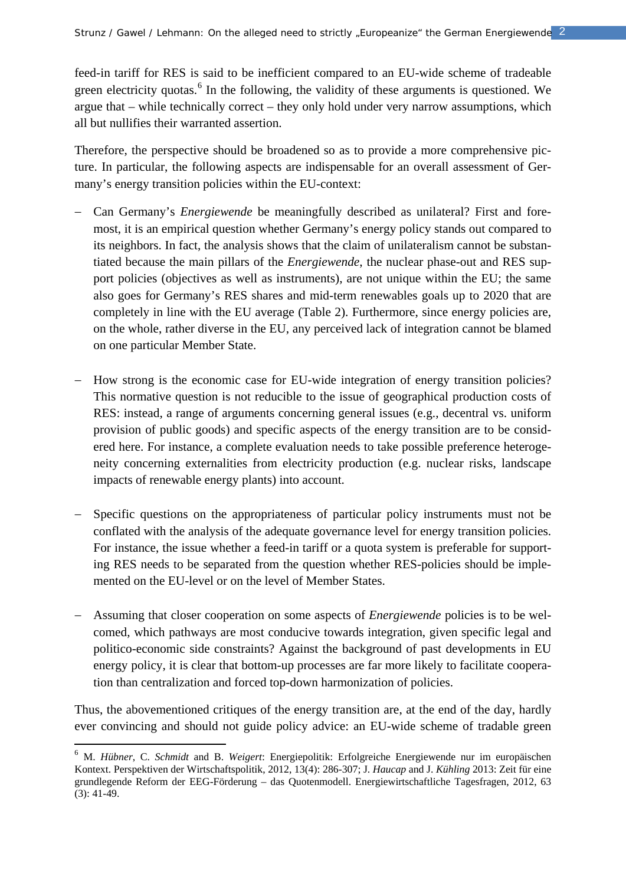feed-in tariff for RES is said to be inefficient compared to an EU-wide scheme of tradeable green electricity quotas.[6] In the following, the validity of these arguments is questioned. We argue that – while technically correct – they only hold under very narrow assumptions, which all but nullifies their warranted assertion.

Therefore, the perspective should be broadened so as to provide a more comprehensive picture. In particular, the following aspects are indispensable for an overall assessment of Germany's energy transition policies within the EU-context:

- Can Germany's *Energiewende* be meaningfully described as unilateral? First and foremost, it is an empirical question whether Germany's energy policy stands out compared to its neighbors. In fact, the analysis shows that the claim of unilateralism cannot be substantiated because the main pillars of the *Energiewende*, the nuclear phase-out and RES support policies (objectives as well as instruments), are not unique within the EU; the same also goes for Germany's RES shares and mid-term renewables goals up to 2020 that are completely in line with the EU average (Table 2). Furthermore, since energy policies are, on the whole, rather diverse in the EU, any perceived lack of integration cannot be blamed on one particular Member State.

- How strong is the economic case for EU-wide integration of energy transition policies? This normative question is not reducible to the issue of geographical production costs of RES: instead, a range of arguments concerning general issues (e.g., decentral vs. uniform provision of public goods) and specific aspects of the energy transition are to be considered here. For instance, a complete evaluation needs to take possible preference heterogeneity concerning externalities from electricity production (e.g. nuclear risks, landscape impacts of renewable energy plants) into account.

- Specific questions on the appropriateness of particular policy instruments must not be conflated with the analysis of the adequate governance level for energy transition policies. For instance, the issue whether a feed-in tariff or a quota system is preferable for supporting RES needs to be separated from the question whether RES-policies should be implemented on the EU-level or on the level of Member States.

- Assuming that closer cooperation on some aspects of *Energiewende* policies is to be welcomed, which pathways are most conducive towards integration, given specific legal and politico-economic side constraints? Against the background of past developments in EU energy policy, it is clear that bottom-up processes are far more likely to facilitate cooperation than centralization and forced top-down harmonization of policies.

Thus, the abovementioned critiques of the energy transition are, at the end of the day, hardly ever convincing and should not guide policy advice: an EU-wide scheme of tradable green

---

[6] M. *Hübner*, C. *Schmidt* and B. *Weigert*: Energiepolitik: Erfolgreiche Energiewende nur im europäischen Kontext. Perspektiven der Wirtschaftspolitik, 2012, 13(4): 286-307; J. *Haucap* and J. *Kühling* 2013: Zeit für eine grundlegende Reform der EEG-Förderung – das Quotenmodell. Energiewirtschaftliche Tagesfragen, 2012, 63 (3): 41-49.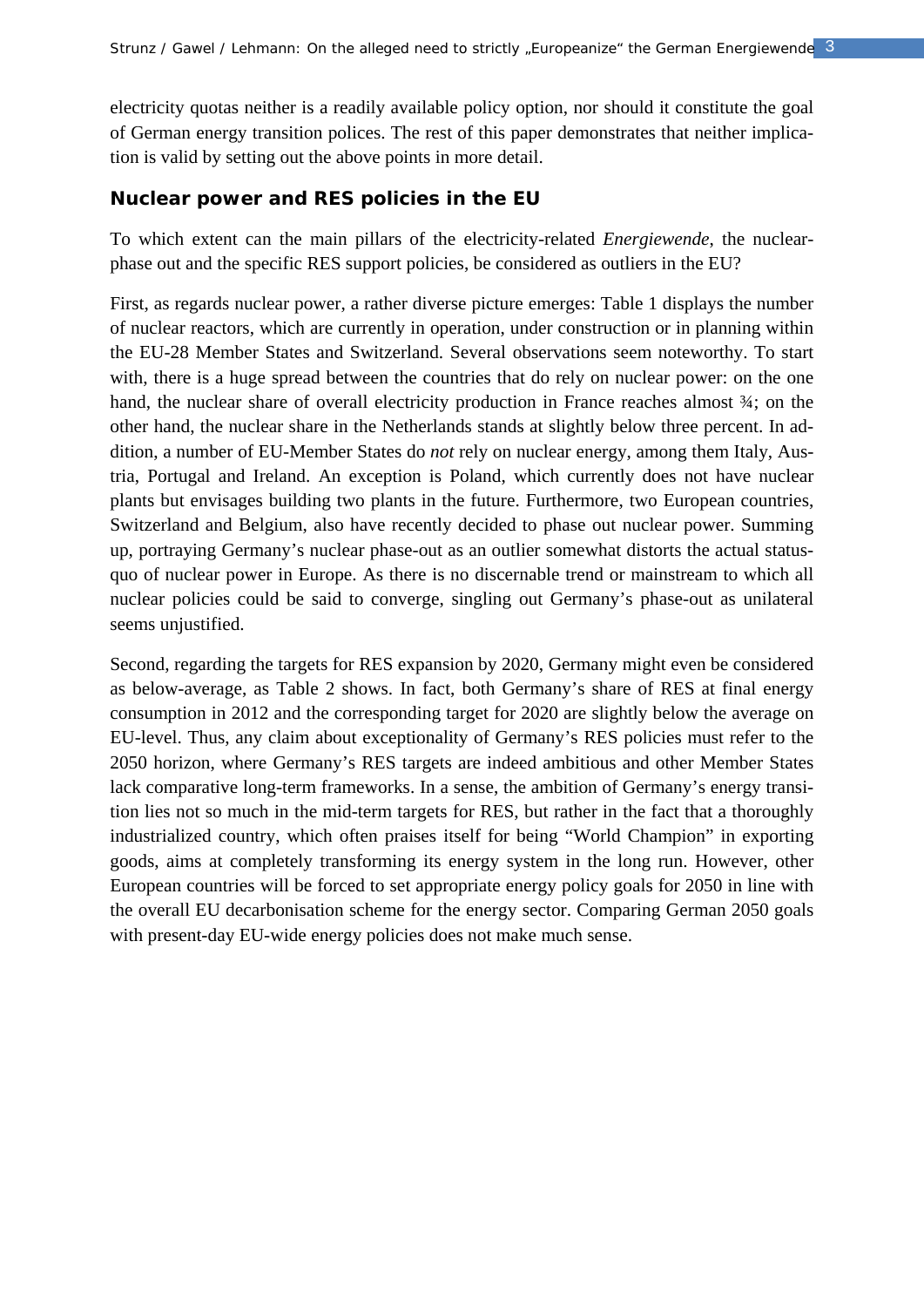electricity quotas neither is a readily available policy option, nor should it constitute the goal of German energy transition polices. The rest of this paper demonstrates that neither implication is valid by setting out the above points in more detail.

## Nuclear power and RES policies in the EU

To which extent can the main pillars of the electricity-related *Energiewende*, the nuclear-phase out and the specific RES support policies, be considered as outliers in the EU?

First, as regards nuclear power, a rather diverse picture emerges: Table 1 displays the number of nuclear reactors, which are currently in operation, under construction or in planning within the EU-28 Member States and Switzerland. Several observations seem noteworthy. To start with, there is a huge spread between the countries that do rely on nuclear power: on the one hand, the nuclear share of overall electricity production in France reaches almost ¾; on the other hand, the nuclear share in the Netherlands stands at slightly below three percent. In addition, a number of EU-Member States do *not* rely on nuclear energy, among them Italy, Austria, Portugal and Ireland. An exception is Poland, which currently does not have nuclear plants but envisages building two plants in the future. Furthermore, two European countries, Switzerland and Belgium, also have recently decided to phase out nuclear power. Summing up, portraying Germany's nuclear phase-out as an outlier somewhat distorts the actual status-quo of nuclear power in Europe. As there is no discernable trend or mainstream to which all nuclear policies could be said to converge, singling out Germany's phase-out as unilateral seems unjustified.

Second, regarding the targets for RES expansion by 2020, Germany might even be considered as below-average, as Table 2 shows. In fact, both Germany's share of RES at final energy consumption in 2012 and the corresponding target for 2020 are slightly below the average on EU-level. Thus, any claim about exceptionality of Germany's RES policies must refer to the 2050 horizon, where Germany's RES targets are indeed ambitious and other Member States lack comparative long-term frameworks. In a sense, the ambition of Germany's energy transition lies not so much in the mid-term targets for RES, but rather in the fact that a thoroughly industrialized country, which often praises itself for being "World Champion" in exporting goods, aims at completely transforming its energy system in the long run. However, other European countries will be forced to set appropriate energy policy goals for 2050 in line with the overall EU decarbonisation scheme for the energy sector. Comparing German 2050 goals with present-day EU-wide energy policies does not make much sense.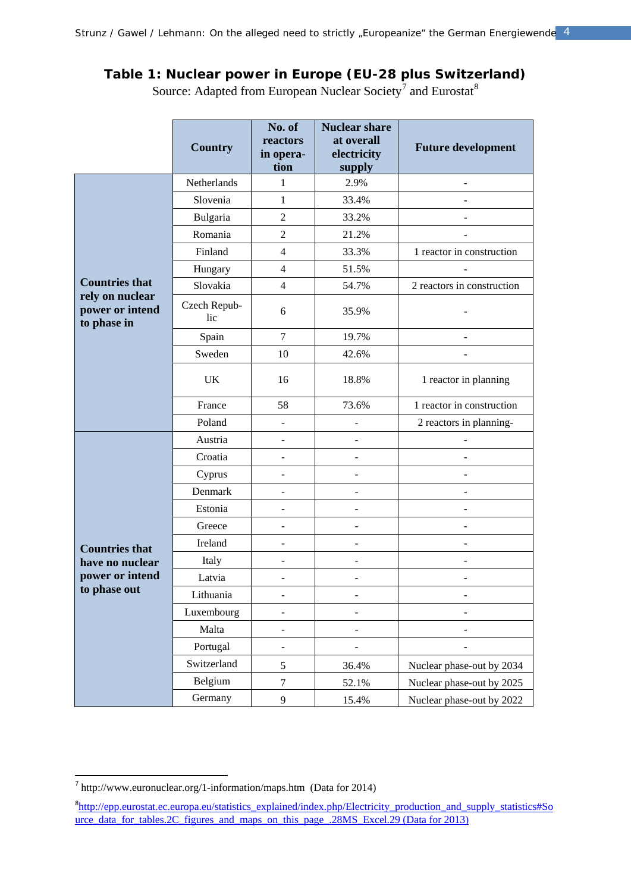**Table 1: Nuclear power in Europe (EU-28 plus Switzerland)**

Source: Adapted from European Nuclear Society[7] and Eurostat[8]

| | Country | No. of reactors in operation | Nuclear share at overall electricity supply | Future development |
|---|---|---|---|---|
| **Countries that rely on nuclear power or intend to phase in** | Netherlands | 1 | 2.9% | - |
| | Slovenia | 1 | 33.4% | - |
| | Bulgaria | 2 | 33.2% | - |
| | Romania | 2 | 21.2% | - |
| | Finland | 4 | 33.3% | 1 reactor in construction |
| | Hungary | 4 | 51.5% | - |
| | Slovakia | 4 | 54.7% | 2 reactors in construction |
| | Czech Republic | 6 | 35.9% | - |
| | Spain | 7 | 19.7% | - |
| | Sweden | 10 | 42.6% | - |
| | UK | 16 | 18.8% | 1 reactor in planning |
| | France | 58 | 73.6% | 1 reactor in construction |
| | Poland | - | - | 2 reactors in planning- |
| **Countries that have no nuclear power or intend to phase out** | Austria | - | - | - |
| | Croatia | - | - | - |
| | Cyprus | - | - | - |
| | Denmark | - | - | - |
| | Estonia | - | - | - |
| | Greece | - | - | - |
| | Ireland | - | - | - |
| | Italy | - | - | - |
| | Latvia | - | - | - |
| | Lithuania | - | - | - |
| | Luxembourg | - | - | - |
| | Malta | - | - | - |
| | Portugal | - | - | - |
| | Switzerland | 5 | 36.4% | Nuclear phase-out by 2034 |
| | Belgium | 7 | 52.1% | Nuclear phase-out by 2025 |
| | Germany | 9 | 15.4% | Nuclear phase-out by 2022 |

[7] http://www.euronuclear.org/1-information/maps.htm (Data for 2014)

[8] http://epp.eurostat.ec.europa.eu/statistics_explained/index.php/Electricity_production_and_supply_statistics#Source_data_for_tables.2C_figures_and_maps_on_this_page_.28MS_Excel.29 (Data for 2013)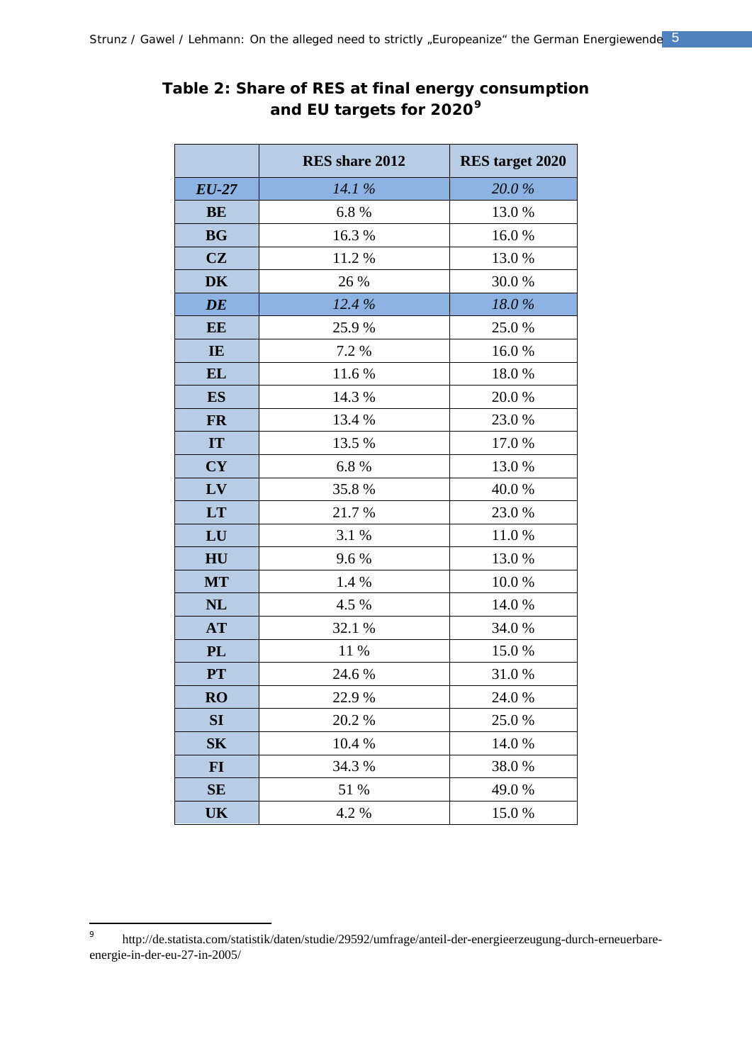## Table 2: Share of RES at final energy consumption and EU targets for 2020[9]

| | RES share 2012 | RES target 2020 |
|---|---|---|
| ***EU-27*** | *14.1 %* | *20.0 %* |
| **BE** | 6.8 % | 13.0 % |
| **BG** | 16.3 % | 16.0 % |
| **CZ** | 11.2 % | 13.0 % |
| **DK** | 26 % | 30.0 % |
| ***DE*** | *12.4 %* | *18.0 %* |
| **EE** | 25.9 % | 25.0 % |
| **IE** | 7.2 % | 16.0 % |
| **EL** | 11.6 % | 18.0 % |
| **ES** | 14.3 % | 20.0 % |
| **FR** | 13.4 % | 23.0 % |
| **IT** | 13.5 % | 17.0 % |
| **CY** | 6.8 % | 13.0 % |
| **LV** | 35.8 % | 40.0 % |
| **LT** | 21.7 % | 23.0 % |
| **LU** | 3.1 % | 11.0 % |
| **HU** | 9.6 % | 13.0 % |
| **MT** | 1.4 % | 10.0 % |
| **NL** | 4.5 % | 14.0 % |
| **AT** | 32.1 % | 34.0 % |
| **PL** | 11 % | 15.0 % |
| **PT** | 24.6 % | 31.0 % |
| **RO** | 22.9 % | 24.0 % |
| **SI** | 20.2 % | 25.0 % |
| **SK** | 10.4 % | 14.0 % |
| **FI** | 34.3 % | 38.0 % |
| **SE** | 51 % | 49.0 % |
| **UK** | 4.2 % | 15.0 % |

[9] http://de.statista.com/statistik/daten/studie/29592/umfrage/anteil-der-energieerzeugung-durch-erneuerbare-energie-in-der-eu-27-in-2005/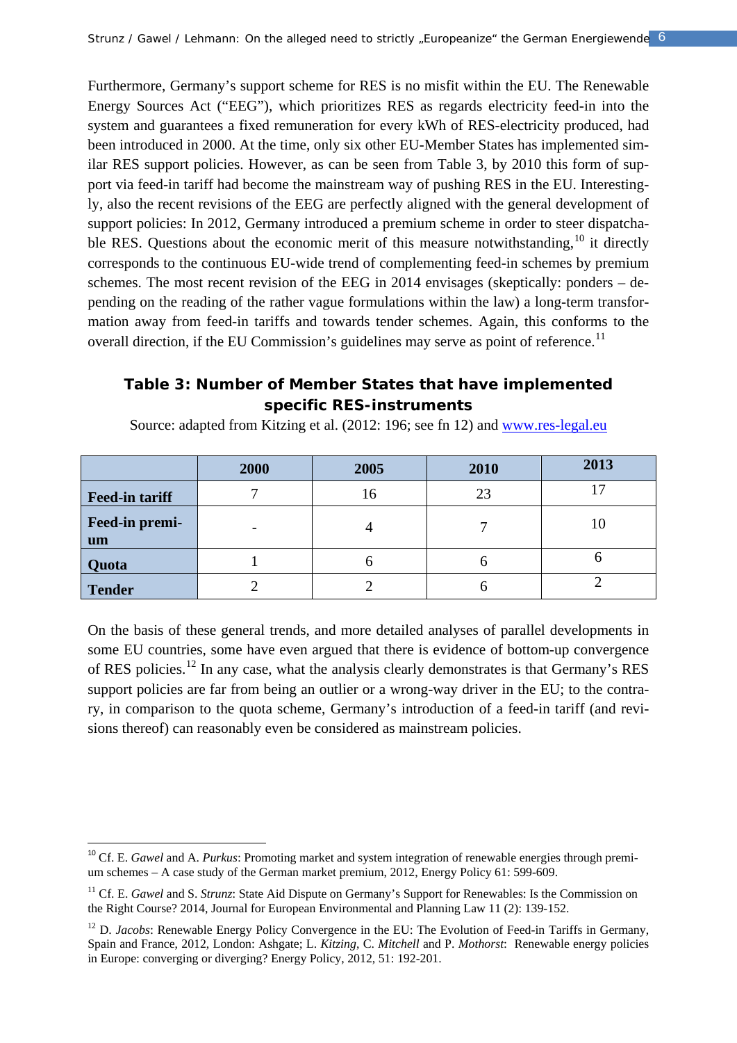Furthermore, Germany's support scheme for RES is no misfit within the EU. The Renewable Energy Sources Act ("EEG"), which prioritizes RES as regards electricity feed-in into the system and guarantees a fixed remuneration for every kWh of RES-electricity produced, had been introduced in 2000. At the time, only six other EU-Member States has implemented similar RES support policies. However, as can be seen from Table 3, by 2010 this form of support via feed-in tariff had become the mainstream way of pushing RES in the EU. Interestingly, also the recent revisions of the EEG are perfectly aligned with the general development of support policies: In 2012, Germany introduced a premium scheme in order to steer dispatchable RES. Questions about the economic merit of this measure notwithstanding,[10] it directly corresponds to the continuous EU-wide trend of complementing feed-in schemes by premium schemes. The most recent revision of the EEG in 2014 envisages (skeptically: ponders – depending on the reading of the rather vague formulations within the law) a long-term transformation away from feed-in tariffs and towards tender schemes. Again, this conforms to the overall direction, if the EU Commission's guidelines may serve as point of reference.[11]

**Table 3: Number of Member States that have implemented specific RES-instruments**

Source: adapted from Kitzing et al. (2012: 196; see fn 12) and [www.res-legal.eu](www.res-legal.eu)

| | 2000 | 2005 | 2010 | 2013 |
|---|---|---|---|---|
| **Feed-in tariff** | 7 | 16 | 23 | 17 |
| **Feed-in premium** | - | 4 | 7 | 10 |
| **Quota** | 1 | 6 | 6 | 6 |
| **Tender** | 2 | 2 | 6 | 2 |

On the basis of these general trends, and more detailed analyses of parallel developments in some EU countries, some have even argued that there is evidence of bottom-up convergence of RES policies.[12] In any case, what the analysis clearly demonstrates is that Germany's RES support policies are far from being an outlier or a wrong-way driver in the EU; to the contrary, in comparison to the quota scheme, Germany's introduction of a feed-in tariff (and revisions thereof) can reasonably even be considered as mainstream policies.

---

[10] Cf. E. *Gawel* and A. *Purkus*: Promoting market and system integration of renewable energies through premium schemes – A case study of the German market premium, 2012, Energy Policy 61: 599-609.

[11] Cf. E. *Gawel* and S. *Strunz*: State Aid Dispute on Germany's Support for Renewables: Is the Commission on the Right Course? 2014, Journal for European Environmental and Planning Law 11 (2): 139-152.

[12] D. *Jacobs*: Renewable Energy Policy Convergence in the EU: The Evolution of Feed-in Tariffs in Germany, Spain and France, 2012, London: Ashgate; L. *Kitzing*, C. *Mitchell* and P. *Mothorst*: Renewable energy policies in Europe: converging or diverging? Energy Policy, 2012, 51: 192-201.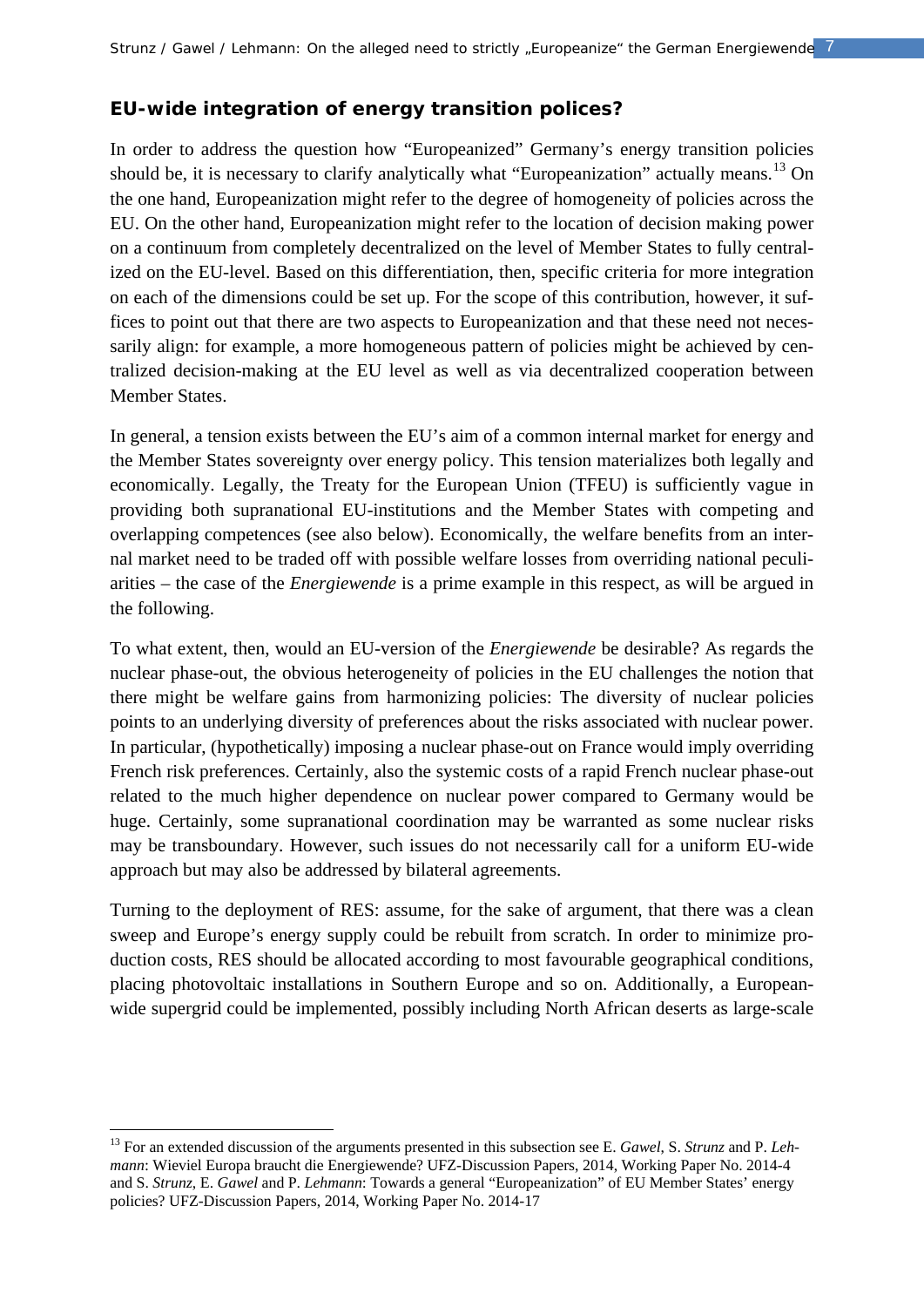## EU-wide integration of energy transition polices?

In order to address the question how "Europeanized" Germany's energy transition policies should be, it is necessary to clarify analytically what "Europeanization" actually means.[13] On the one hand, Europeanization might refer to the degree of homogeneity of policies across the EU. On the other hand, Europeanization might refer to the location of decision making power on a continuum from completely decentralized on the level of Member States to fully centralized on the EU-level. Based on this differentiation, then, specific criteria for more integration on each of the dimensions could be set up. For the scope of this contribution, however, it suffices to point out that there are two aspects to Europeanization and that these need not necessarily align: for example, a more homogeneous pattern of policies might be achieved by centralized decision-making at the EU level as well as via decentralized cooperation between Member States.

In general, a tension exists between the EU's aim of a common internal market for energy and the Member States sovereignty over energy policy. This tension materializes both legally and economically. Legally, the Treaty for the European Union (TFEU) is sufficiently vague in providing both supranational EU-institutions and the Member States with competing and overlapping competences (see also below). Economically, the welfare benefits from an internal market need to be traded off with possible welfare losses from overriding national peculiarities – the case of the *Energiewende* is a prime example in this respect, as will be argued in the following.

To what extent, then, would an EU-version of the *Energiewende* be desirable? As regards the nuclear phase-out, the obvious heterogeneity of policies in the EU challenges the notion that there might be welfare gains from harmonizing policies: The diversity of nuclear policies points to an underlying diversity of preferences about the risks associated with nuclear power. In particular, (hypothetically) imposing a nuclear phase-out on France would imply overriding French risk preferences. Certainly, also the systemic costs of a rapid French nuclear phase-out related to the much higher dependence on nuclear power compared to Germany would be huge. Certainly, some supranational coordination may be warranted as some nuclear risks may be transboundary. However, such issues do not necessarily call for a uniform EU-wide approach but may also be addressed by bilateral agreements.

Turning to the deployment of RES: assume, for the sake of argument, that there was a clean sweep and Europe's energy supply could be rebuilt from scratch. In order to minimize production costs, RES should be allocated according to most favourable geographical conditions, placing photovoltaic installations in Southern Europe and so on. Additionally, a European-wide supergrid could be implemented, possibly including North African deserts as large-scale

[13] For an extended discussion of the arguments presented in this subsection see E. *Gawel*, S. *Strunz* and P. *Lehmann*: Wieviel Europa braucht die Energiewende? UFZ-Discussion Papers, 2014, Working Paper No. 2014-4 and S. *Strunz*, E. *Gawel* and P. *Lehmann*: Towards a general "Europeanization" of EU Member States' energy policies? UFZ-Discussion Papers, 2014, Working Paper No. 2014-17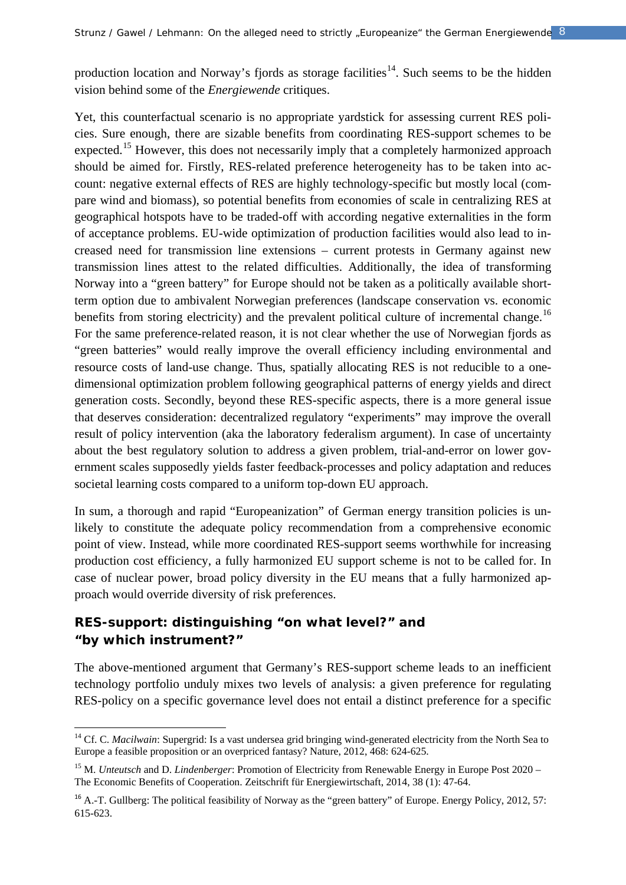production location and Norway's fjords as storage facilities[14]. Such seems to be the hidden vision behind some of the *Energiewende* critiques.

Yet, this counterfactual scenario is no appropriate yardstick for assessing current RES policies. Sure enough, there are sizable benefits from coordinating RES-support schemes to be expected.[15] However, this does not necessarily imply that a completely harmonized approach should be aimed for. Firstly, RES-related preference heterogeneity has to be taken into account: negative external effects of RES are highly technology-specific but mostly local (compare wind and biomass), so potential benefits from economies of scale in centralizing RES at geographical hotspots have to be traded-off with according negative externalities in the form of acceptance problems. EU-wide optimization of production facilities would also lead to increased need for transmission line extensions – current protests in Germany against new transmission lines attest to the related difficulties. Additionally, the idea of transforming Norway into a "green battery" for Europe should not be taken as a politically available short-term option due to ambivalent Norwegian preferences (landscape conservation vs. economic benefits from storing electricity) and the prevalent political culture of incremental change.[16] For the same preference-related reason, it is not clear whether the use of Norwegian fjords as "green batteries" would really improve the overall efficiency including environmental and resource costs of land-use change. Thus, spatially allocating RES is not reducible to a one-dimensional optimization problem following geographical patterns of energy yields and direct generation costs. Secondly, beyond these RES-specific aspects, there is a more general issue that deserves consideration: decentralized regulatory "experiments" may improve the overall result of policy intervention (aka the laboratory federalism argument). In case of uncertainty about the best regulatory solution to address a given problem, trial-and-error on lower government scales supposedly yields faster feedback-processes and policy adaptation and reduces societal learning costs compared to a uniform top-down EU approach.

In sum, a thorough and rapid "Europeanization" of German energy transition policies is unlikely to constitute the adequate policy recommendation from a comprehensive economic point of view. Instead, while more coordinated RES-support seems worthwhile for increasing production cost efficiency, a fully harmonized EU support scheme is not to be called for. In case of nuclear power, broad policy diversity in the EU means that a fully harmonized approach would override diversity of risk preferences.

## RES-support: distinguishing "on what level?" and "by which instrument?"

The above-mentioned argument that Germany's RES-support scheme leads to an inefficient technology portfolio unduly mixes two levels of analysis: a given preference for regulating RES-policy on a specific governance level does not entail a distinct preference for a specific

---

[14] Cf. C. *Macilwain*: Supergrid: Is a vast undersea grid bringing wind-generated electricity from the North Sea to Europe a feasible proposition or an overpriced fantasy? Nature, 2012, 468: 624-625.

[15] M. *Unteutsch* and D. *Lindenberger*: Promotion of Electricity from Renewable Energy in Europe Post 2020 – The Economic Benefits of Cooperation. Zeitschrift für Energiewirtschaft, 2014, 38 (1): 47-64.

[16] A.-T. Gullberg: The political feasibility of Norway as the "green battery" of Europe. Energy Policy, 2012, 57: 615-623.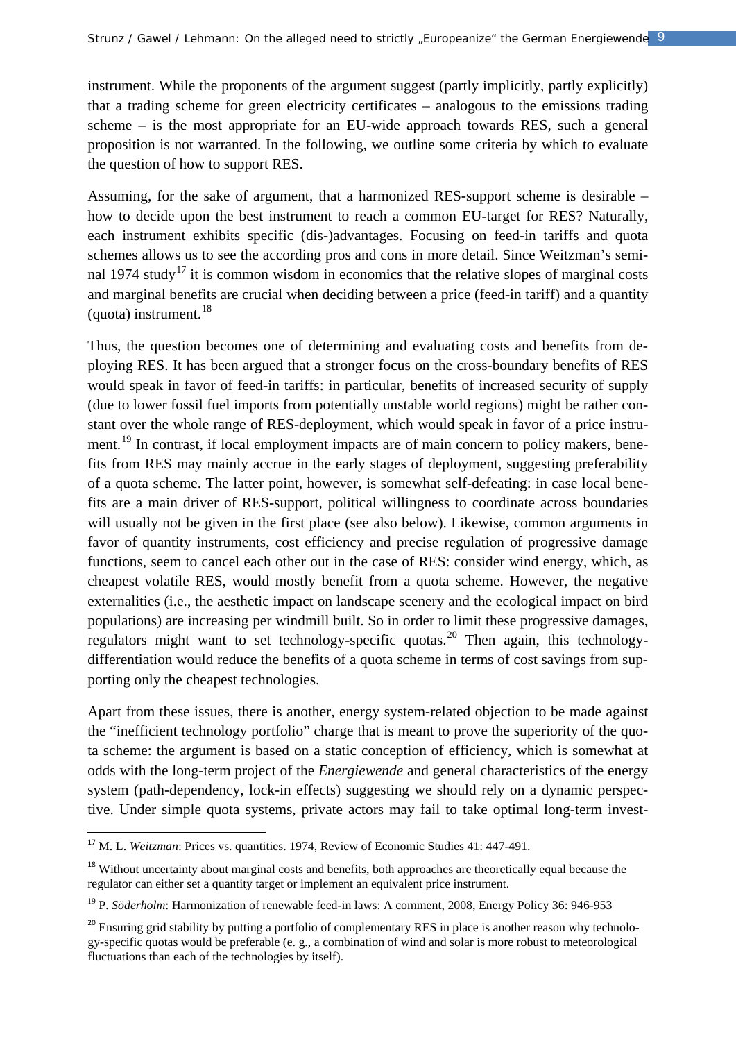instrument. While the proponents of the argument suggest (partly implicitly, partly explicitly) that a trading scheme for green electricity certificates – analogous to the emissions trading scheme – is the most appropriate for an EU-wide approach towards RES, such a general proposition is not warranted. In the following, we outline some criteria by which to evaluate the question of how to support RES.

Assuming, for the sake of argument, that a harmonized RES-support scheme is desirable – how to decide upon the best instrument to reach a common EU-target for RES? Naturally, each instrument exhibits specific (dis-)advantages. Focusing on feed-in tariffs and quota schemes allows us to see the according pros and cons in more detail. Since Weitzman's seminal 1974 study[17] it is common wisdom in economics that the relative slopes of marginal costs and marginal benefits are crucial when deciding between a price (feed-in tariff) and a quantity (quota) instrument.[18]

Thus, the question becomes one of determining and evaluating costs and benefits from deploying RES. It has been argued that a stronger focus on the cross-boundary benefits of RES would speak in favor of feed-in tariffs: in particular, benefits of increased security of supply (due to lower fossil fuel imports from potentially unstable world regions) might be rather constant over the whole range of RES-deployment, which would speak in favor of a price instrument.[19] In contrast, if local employment impacts are of main concern to policy makers, benefits from RES may mainly accrue in the early stages of deployment, suggesting preferability of a quota scheme. The latter point, however, is somewhat self-defeating: in case local benefits are a main driver of RES-support, political willingness to coordinate across boundaries will usually not be given in the first place (see also below). Likewise, common arguments in favor of quantity instruments, cost efficiency and precise regulation of progressive damage functions, seem to cancel each other out in the case of RES: consider wind energy, which, as cheapest volatile RES, would mostly benefit from a quota scheme. However, the negative externalities (i.e., the aesthetic impact on landscape scenery and the ecological impact on bird populations) are increasing per windmill built. So in order to limit these progressive damages, regulators might want to set technology-specific quotas.[20] Then again, this technology-differentiation would reduce the benefits of a quota scheme in terms of cost savings from supporting only the cheapest technologies.

Apart from these issues, there is another, energy system-related objection to be made against the "inefficient technology portfolio" charge that is meant to prove the superiority of the quota scheme: the argument is based on a static conception of efficiency, which is somewhat at odds with the long-term project of the *Energiewende* and general characteristics of the energy system (path-dependency, lock-in effects) suggesting we should rely on a dynamic perspective. Under simple quota systems, private actors may fail to take optimal long-term invest-

---

[17] M. L. *Weitzman*: Prices vs. quantities. 1974, Review of Economic Studies 41: 447-491.

[18] Without uncertainty about marginal costs and benefits, both approaches are theoretically equal because the regulator can either set a quantity target or implement an equivalent price instrument.

[19] P. *Söderholm*: Harmonization of renewable feed-in laws: A comment, 2008, Energy Policy 36: 946-953

[20] Ensuring grid stability by putting a portfolio of complementary RES in place is another reason why technology-specific quotas would be preferable (e. g., a combination of wind and solar is more robust to meteorological fluctuations than each of the technologies by itself).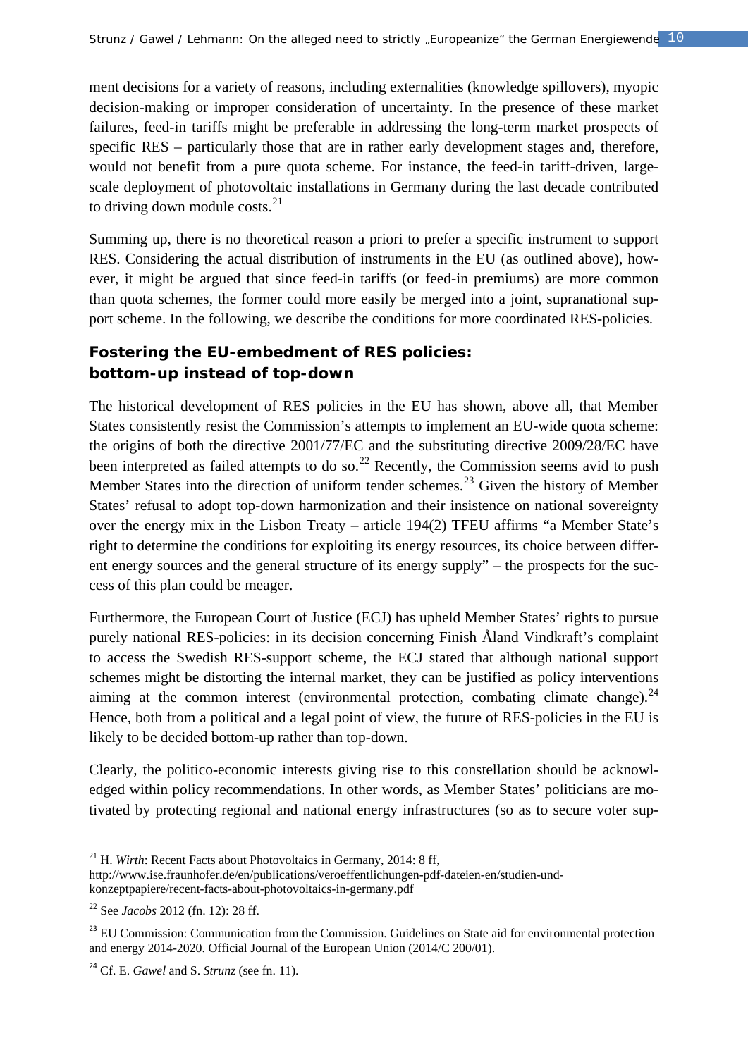ment decisions for a variety of reasons, including externalities (knowledge spillovers), myopic decision-making or improper consideration of uncertainty. In the presence of these market failures, feed-in tariffs might be preferable in addressing the long-term market prospects of specific RES – particularly those that are in rather early development stages and, therefore, would not benefit from a pure quota scheme. For instance, the feed-in tariff-driven, large-scale deployment of photovoltaic installations in Germany during the last decade contributed to driving down module costs.[21]

Summing up, there is no theoretical reason a priori to prefer a specific instrument to support RES. Considering the actual distribution of instruments in the EU (as outlined above), however, it might be argued that since feed-in tariffs (or feed-in premiums) are more common than quota schemes, the former could more easily be merged into a joint, supranational support scheme. In the following, we describe the conditions for more coordinated RES-policies.

## Fostering the EU-embedment of RES policies: bottom-up instead of top-down

The historical development of RES policies in the EU has shown, above all, that Member States consistently resist the Commission's attempts to implement an EU-wide quota scheme: the origins of both the directive 2001/77/EC and the substituting directive 2009/28/EC have been interpreted as failed attempts to do so.[22] Recently, the Commission seems avid to push Member States into the direction of uniform tender schemes.[23] Given the history of Member States' refusal to adopt top-down harmonization and their insistence on national sovereignty over the energy mix in the Lisbon Treaty – article 194(2) TFEU affirms "a Member State's right to determine the conditions for exploiting its energy resources, its choice between different energy sources and the general structure of its energy supply" – the prospects for the success of this plan could be meager.

Furthermore, the European Court of Justice (ECJ) has upheld Member States' rights to pursue purely national RES-policies: in its decision concerning Finish Åland Vindkraft's complaint to access the Swedish RES-support scheme, the ECJ stated that although national support schemes might be distorting the internal market, they can be justified as policy interventions aiming at the common interest (environmental protection, combating climate change).[24] Hence, both from a political and a legal point of view, the future of RES-policies in the EU is likely to be decided bottom-up rather than top-down.

Clearly, the politico-economic interests giving rise to this constellation should be acknowledged within policy recommendations. In other words, as Member States' politicians are motivated by protecting regional and national energy infrastructures (so as to secure voter sup-

---

[21] H. *Wirth*: Recent Facts about Photovoltaics in Germany, 2014: 8 ff, http://www.ise.fraunhofer.de/en/publications/veroeffentlichungen-pdf-dateien-en/studien-und-konzeptpapiere/recent-facts-about-photovoltaics-in-germany.pdf

[22] See *Jacobs* 2012 (fn. 12): 28 ff.

[23] EU Commission: Communication from the Commission. Guidelines on State aid for environmental protection and energy 2014-2020. Official Journal of the European Union (2014/C 200/01).

[24] Cf. E. *Gawel* and S. *Strunz* (see fn. 11).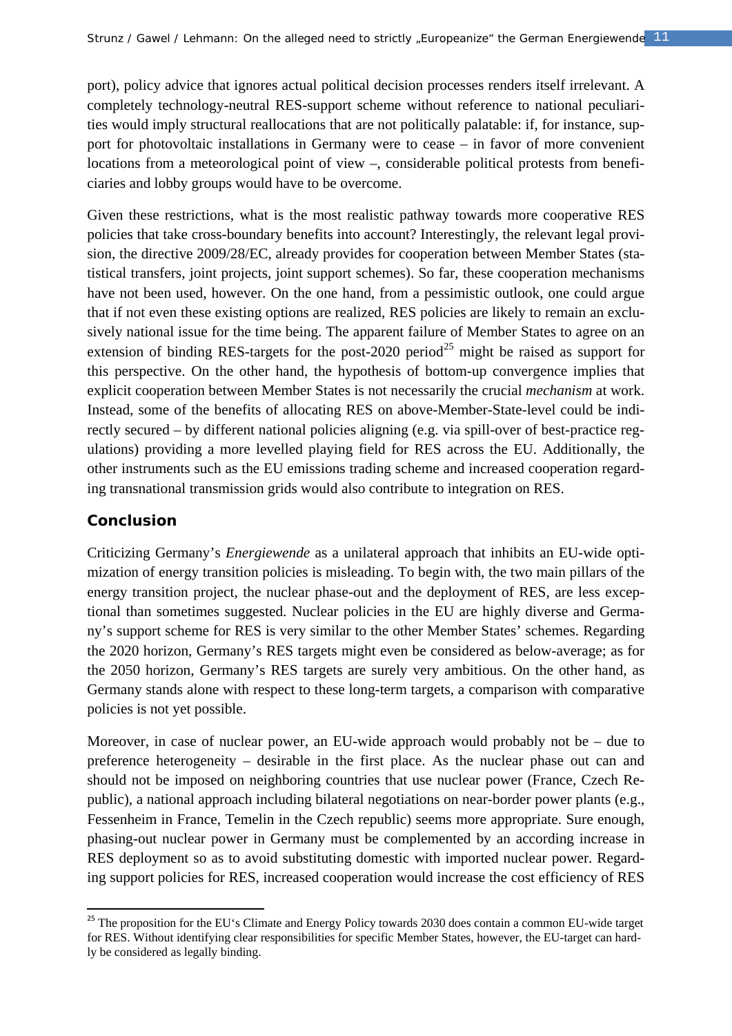port), policy advice that ignores actual political decision processes renders itself irrelevant. A completely technology-neutral RES-support scheme without reference to national peculiarities would imply structural reallocations that are not politically palatable: if, for instance, support for photovoltaic installations in Germany were to cease – in favor of more convenient locations from a meteorological point of view –, considerable political protests from beneficiaries and lobby groups would have to be overcome.

Given these restrictions, what is the most realistic pathway towards more cooperative RES policies that take cross-boundary benefits into account? Interestingly, the relevant legal provision, the directive 2009/28/EC, already provides for cooperation between Member States (statistical transfers, joint projects, joint support schemes). So far, these cooperation mechanisms have not been used, however. On the one hand, from a pessimistic outlook, one could argue that if not even these existing options are realized, RES policies are likely to remain an exclusively national issue for the time being. The apparent failure of Member States to agree on an extension of binding RES-targets for the post-2020 period[25] might be raised as support for this perspective. On the other hand, the hypothesis of bottom-up convergence implies that explicit cooperation between Member States is not necessarily the crucial *mechanism* at work. Instead, some of the benefits of allocating RES on above-Member-State-level could be indirectly secured – by different national policies aligning (e.g. via spill-over of best-practice regulations) providing a more levelled playing field for RES across the EU. Additionally, the other instruments such as the EU emissions trading scheme and increased cooperation regarding transnational transmission grids would also contribute to integration on RES.

## Conclusion

Criticizing Germany's *Energiewende* as a unilateral approach that inhibits an EU-wide optimization of energy transition policies is misleading. To begin with, the two main pillars of the energy transition project, the nuclear phase-out and the deployment of RES, are less exceptional than sometimes suggested. Nuclear policies in the EU are highly diverse and Germany's support scheme for RES is very similar to the other Member States' schemes. Regarding the 2020 horizon, Germany's RES targets might even be considered as below-average; as for the 2050 horizon, Germany's RES targets are surely very ambitious. On the other hand, as Germany stands alone with respect to these long-term targets, a comparison with comparative policies is not yet possible.

Moreover, in case of nuclear power, an EU-wide approach would probably not be – due to preference heterogeneity – desirable in the first place. As the nuclear phase out can and should not be imposed on neighboring countries that use nuclear power (France, Czech Republic), a national approach including bilateral negotiations on near-border power plants (e.g., Fessenheim in France, Temelin in the Czech republic) seems more appropriate. Sure enough, phasing-out nuclear power in Germany must be complemented by an according increase in RES deployment so as to avoid substituting domestic with imported nuclear power. Regarding support policies for RES, increased cooperation would increase the cost efficiency of RES

[25] The proposition for the EU's Climate and Energy Policy towards 2030 does contain a common EU-wide target for RES. Without identifying clear responsibilities for specific Member States, however, the EU-target can hardly be considered as legally binding.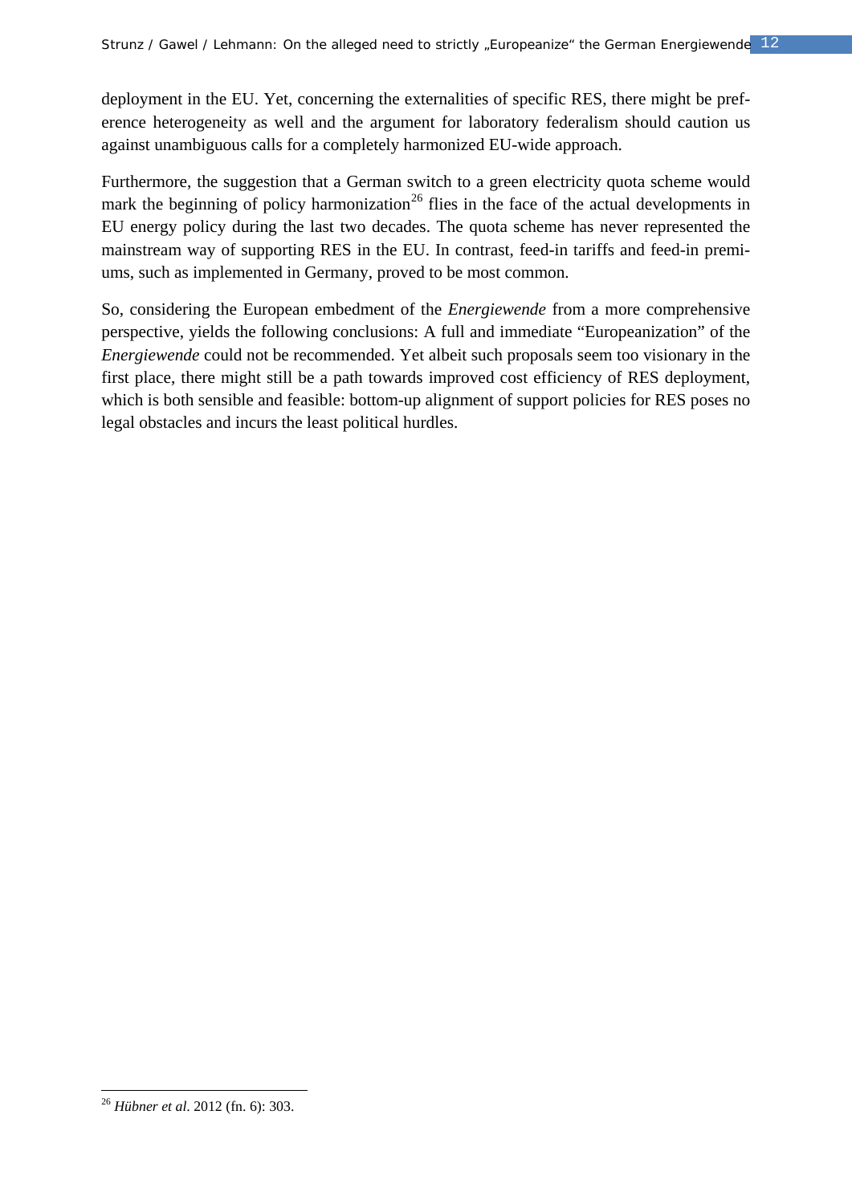deployment in the EU. Yet, concerning the externalities of specific RES, there might be preference heterogeneity as well and the argument for laboratory federalism should caution us against unambiguous calls for a completely harmonized EU-wide approach.

Furthermore, the suggestion that a German switch to a green electricity quota scheme would mark the beginning of policy harmonization[26] flies in the face of the actual developments in EU energy policy during the last two decades. The quota scheme has never represented the mainstream way of supporting RES in the EU. In contrast, feed-in tariffs and feed-in premiums, such as implemented in Germany, proved to be most common.

So, considering the European embedment of the *Energiewende* from a more comprehensive perspective, yields the following conclusions: A full and immediate "Europeanization" of the *Energiewende* could not be recommended. Yet albeit such proposals seem too visionary in the first place, there might still be a path towards improved cost efficiency of RES deployment, which is both sensible and feasible: bottom-up alignment of support policies for RES poses no legal obstacles and incurs the least political hurdles.

---

[26] *Hübner et al*. 2012 (fn. 6): 303.